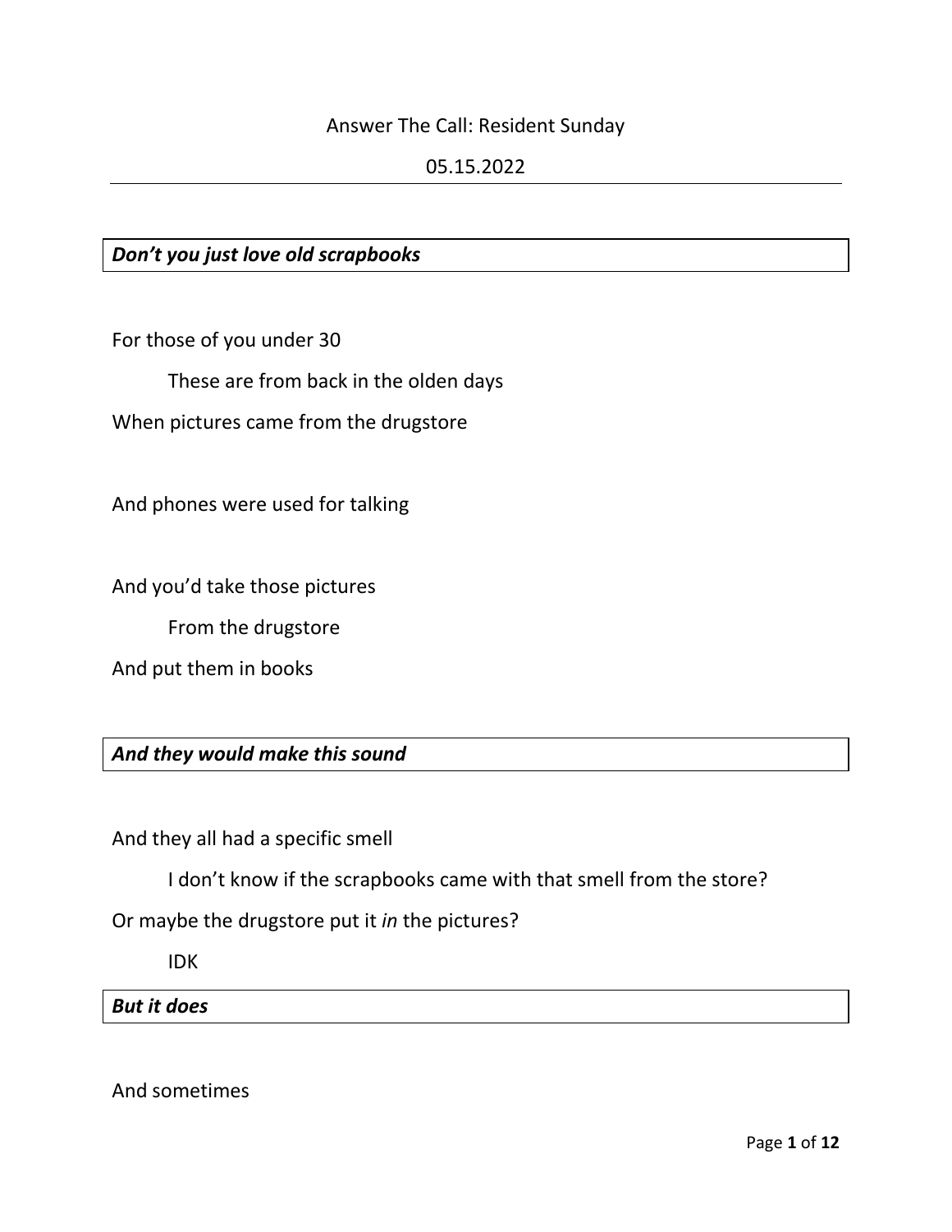Answer The Call: Resident Sunday

05.15.2022

---

***Don't you just love old scrapbooks***

For those of you under 30

    These are from back in the olden days

When pictures came from the drugstore

And phones were used for talking

And you'd take those pictures

    From the drugstore

And put them in books

***And they would make this sound***

And they all had a specific smell

    I don't know if the scrapbooks came with that smell from the store?

Or maybe the drugstore put it *in* the pictures?

    IDK

***But it does***

And sometimes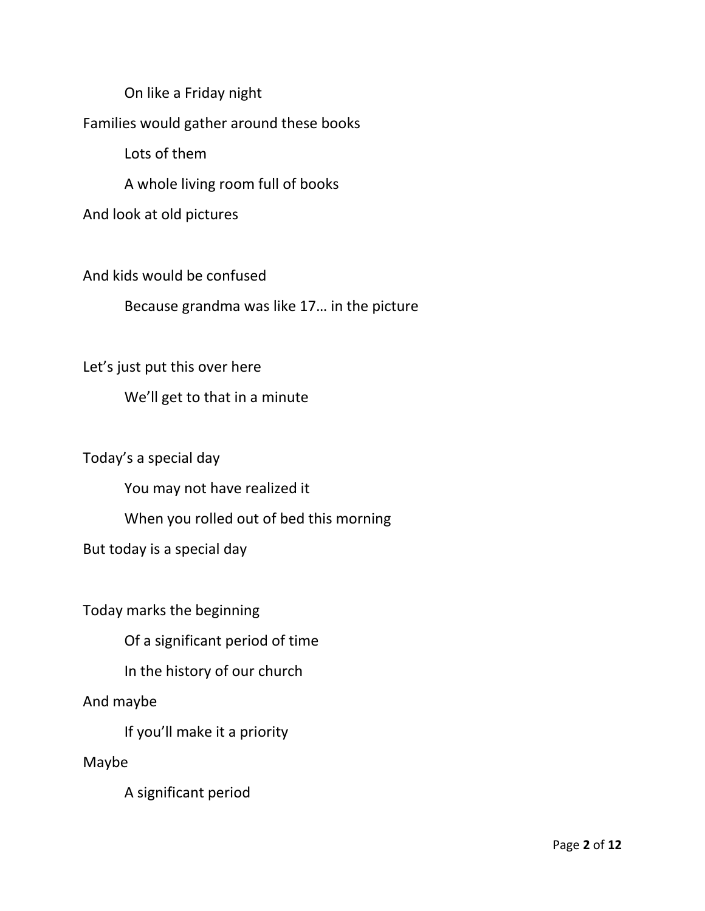On like a Friday night

Families would gather around these books

Lots of them

A whole living room full of books

And look at old pictures

And kids would be confused

Because grandma was like 17… in the picture

Let's just put this over here

We'll get to that in a minute

Today's a special day

You may not have realized it

When you rolled out of bed this morning

But today is a special day

Today marks the beginning

Of a significant period of time

In the history of our church

And maybe

If you'll make it a priority

Maybe

A significant period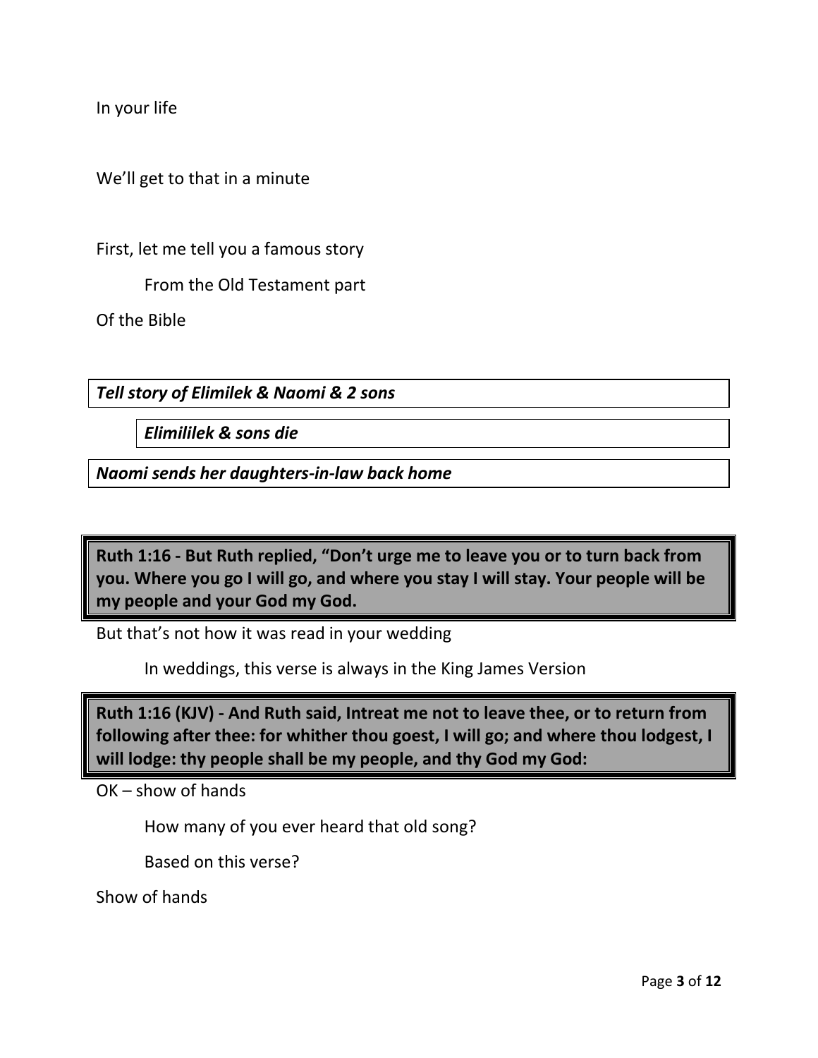In your life

We'll get to that in a minute

First, let me tell you a famous story

From the Old Testament part

Of the Bible

***Tell story of Elimilek & Naomi & 2 sons***

***Elimililek & sons die***

***Naomi sends her daughters-in-law back home***

**Ruth 1:16 - But Ruth replied, "Don't urge me to leave you or to turn back from you. Where you go I will go, and where you stay I will stay. Your people will be my people and your God my God.**

But that's not how it was read in your wedding

In weddings, this verse is always in the King James Version

**Ruth 1:16 (KJV) - And Ruth said, Intreat me not to leave thee, or to return from following after thee: for whither thou goest, I will go; and where thou lodgest, I will lodge: thy people shall be my people, and thy God my God:**

OK – show of hands

How many of you ever heard that old song?

Based on this verse?

Show of hands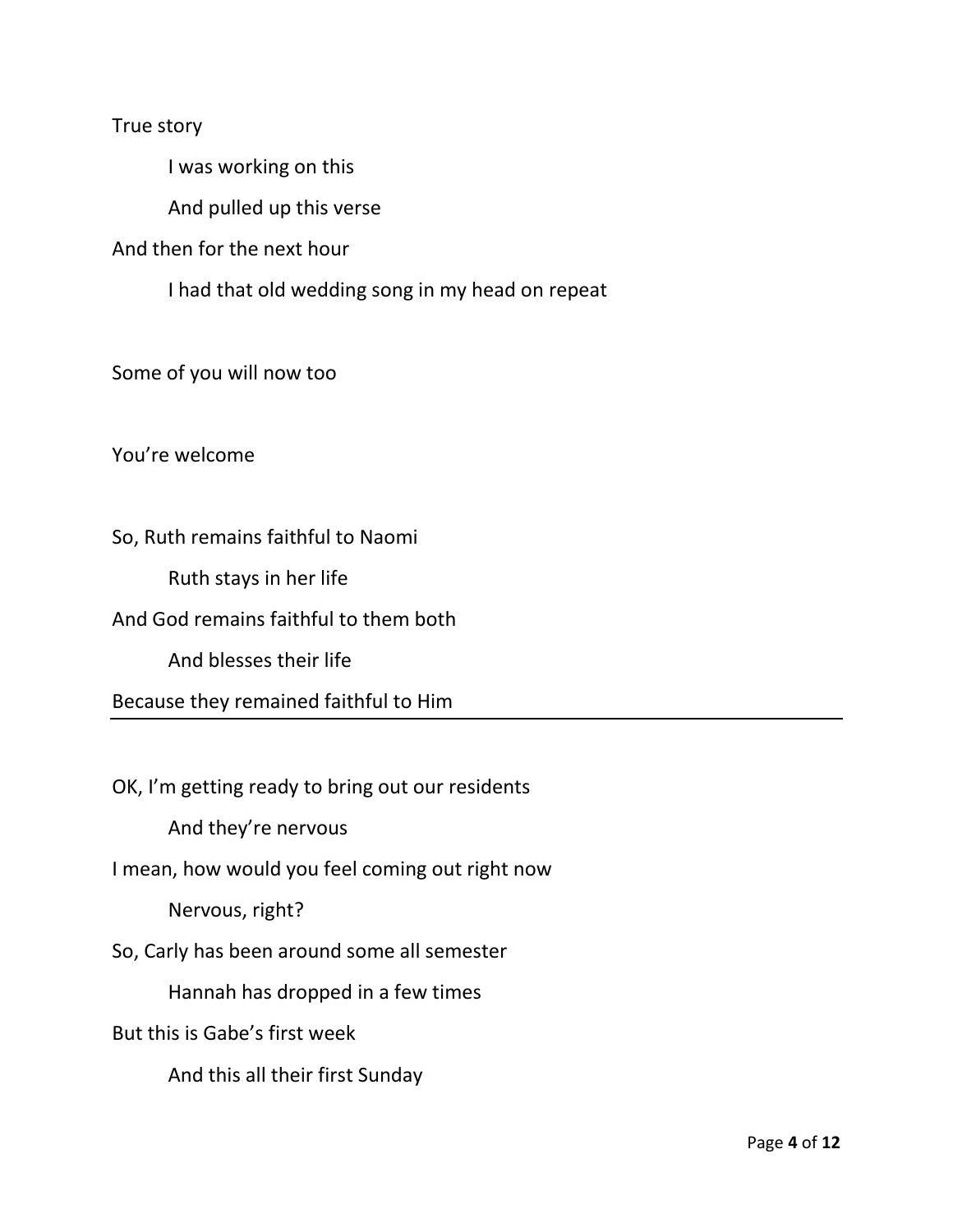True story

    I was working on this

    And pulled up this verse

And then for the next hour

    I had that old wedding song in my head on repeat

Some of you will now too

You're welcome

So, Ruth remains faithful to Naomi

    Ruth stays in her life

And God remains faithful to them both

    And blesses their life

Because they remained faithful to Him

---

OK, I'm getting ready to bring out our residents

    And they're nervous

I mean, how would you feel coming out right now

    Nervous, right?

So, Carly has been around some all semester

    Hannah has dropped in a few times

But this is Gabe's first week

    And this all their first Sunday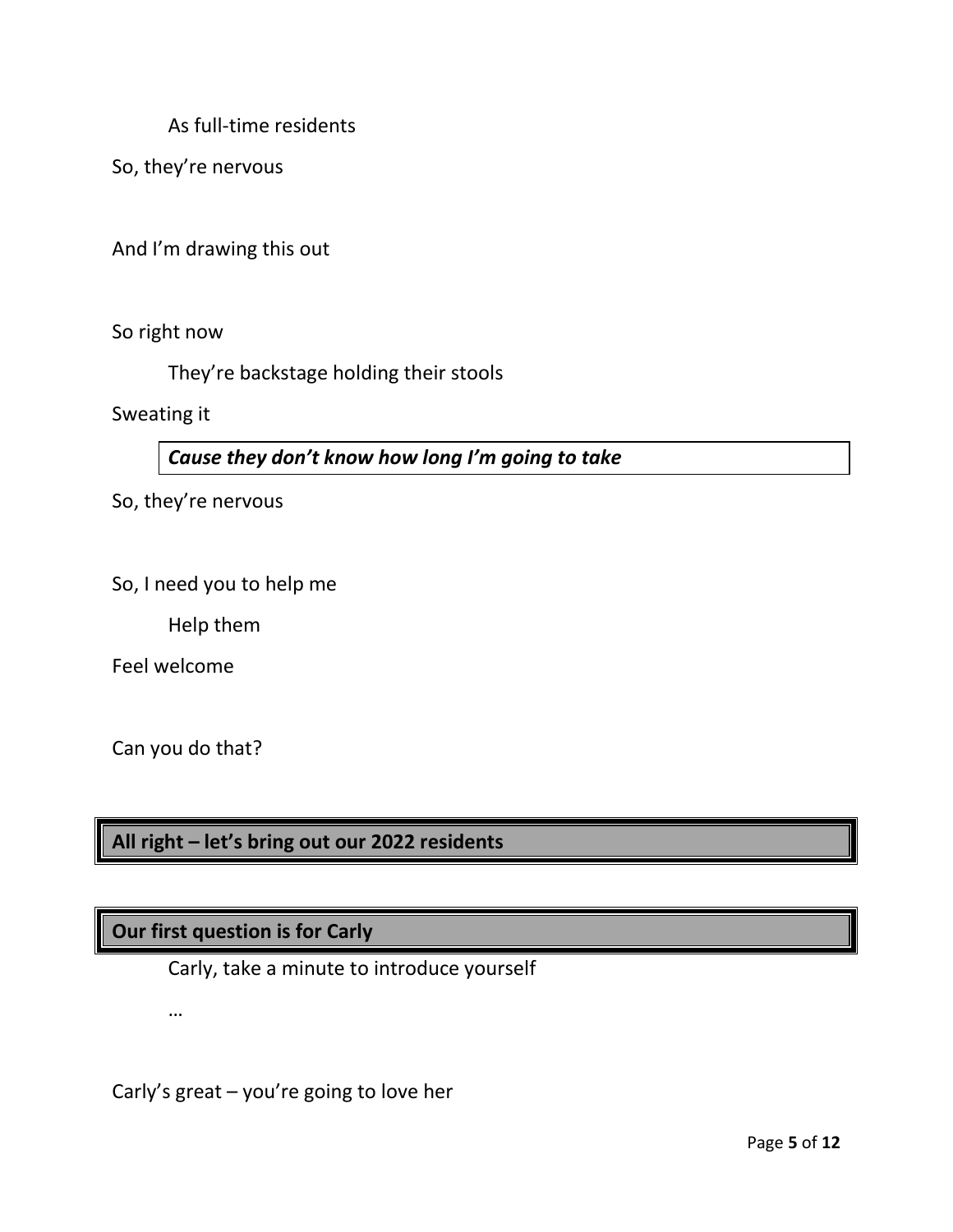As full-time residents

So, they're nervous

And I'm drawing this out

So right now

They're backstage holding their stools

Sweating it

***Cause they don't know how long I'm going to take***

So, they're nervous

So, I need you to help me

Help them

Feel welcome

Can you do that?

**All right – let's bring out our 2022 residents**

**Our first question is for Carly**

Carly, take a minute to introduce yourself

…

Carly's great – you're going to love her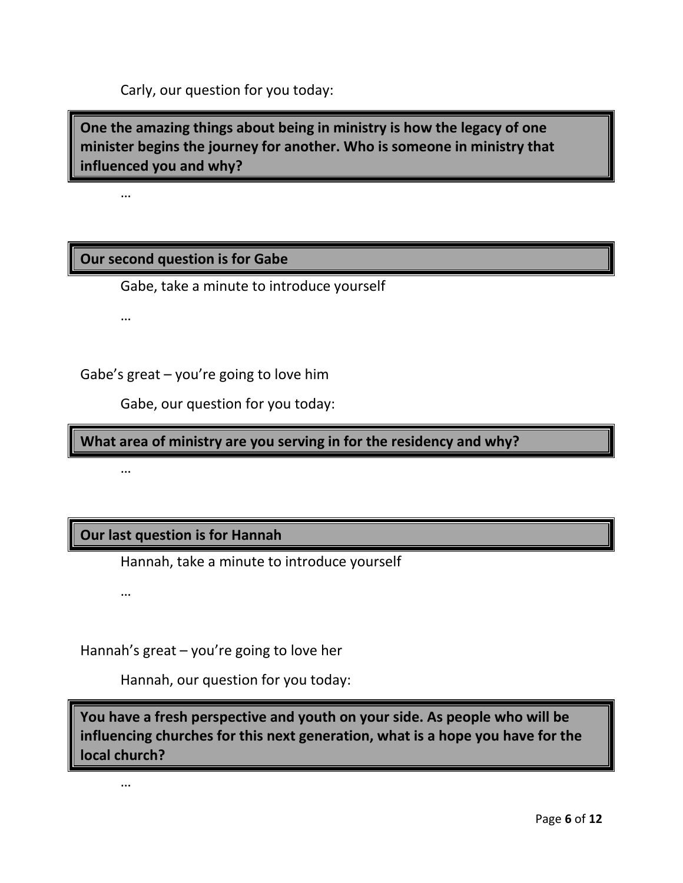Carly, our question for you today:

**One the amazing things about being in ministry is how the legacy of one minister begins the journey for another. Who is someone in ministry that influenced you and why?**

…

**Our second question is for Gabe**

Gabe, take a minute to introduce yourself

…

Gabe's great – you're going to love him

Gabe, our question for you today:

**What area of ministry are you serving in for the residency and why?**

…

**Our last question is for Hannah**

Hannah, take a minute to introduce yourself

…

Hannah's great – you're going to love her

Hannah, our question for you today:

**You have a fresh perspective and youth on your side. As people who will be influencing churches for this next generation, what is a hope you have for the local church?**

…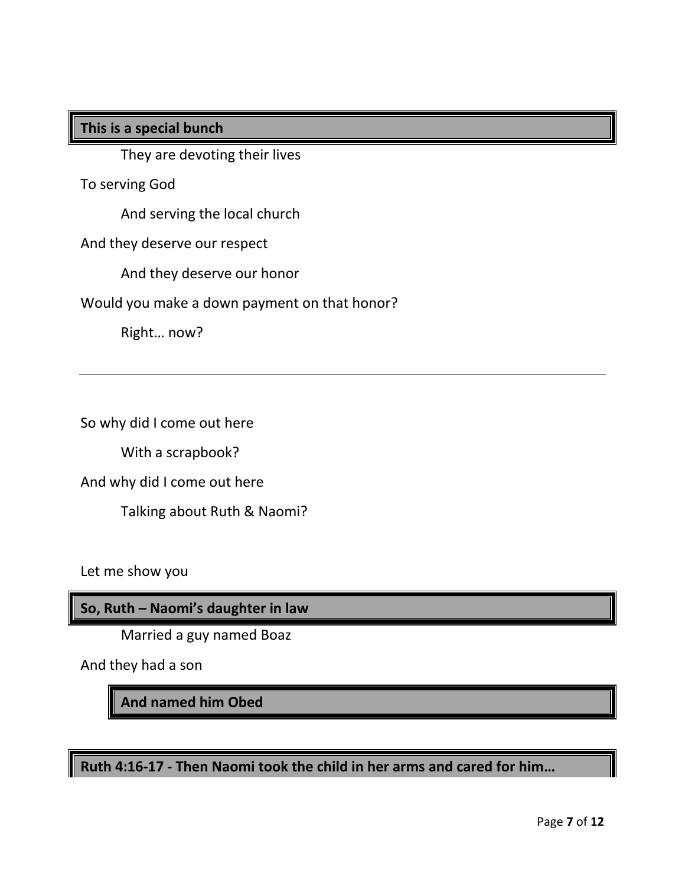**This is a special bunch**

They are devoting their lives

To serving God

And serving the local church

And they deserve our respect

And they deserve our honor

Would you make a down payment on that honor?

Right… now?

---

So why did I come out here

With a scrapbook?

And why did I come out here

Talking about Ruth & Naomi?

Let me show you

**So, Ruth – Naomi's daughter in law**

Married a guy named Boaz

And they had a son

**And named him Obed**

**Ruth 4:16-17 - Then Naomi took the child in her arms and cared for him…**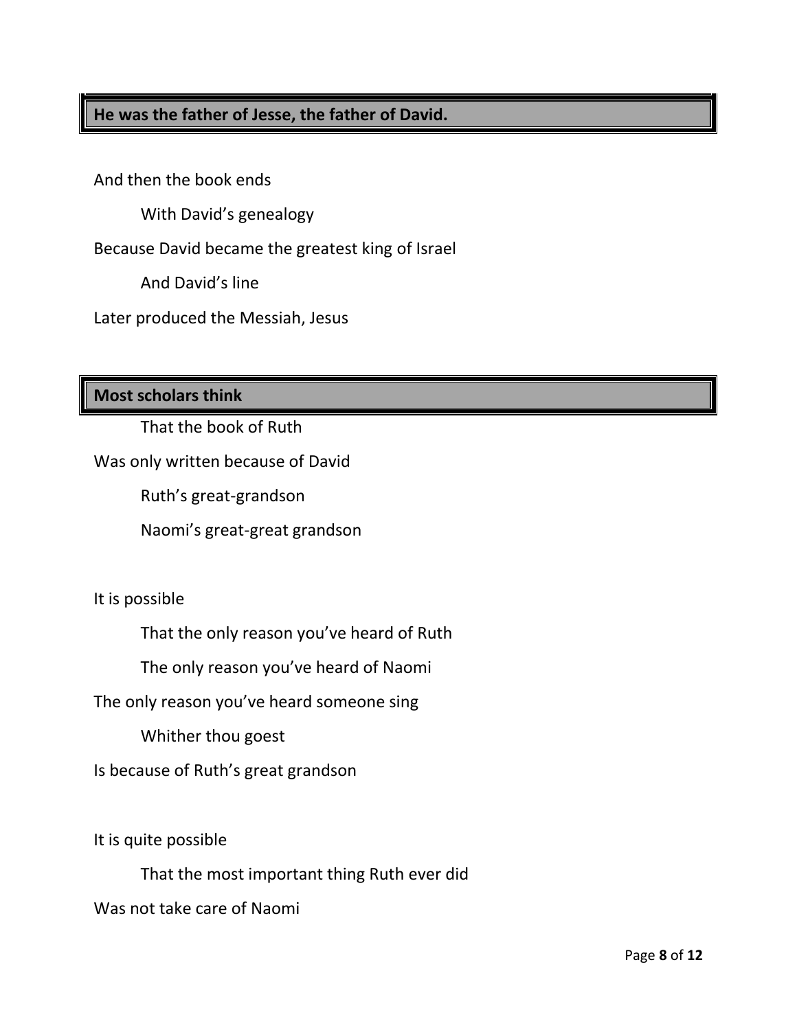**He was the father of Jesse, the father of David.**

And then the book ends

With David's genealogy

Because David became the greatest king of Israel

And David's line

Later produced the Messiah, Jesus

**Most scholars think**

That the book of Ruth

Was only written because of David

Ruth's great-grandson

Naomi's great-great grandson

It is possible

That the only reason you've heard of Ruth

The only reason you've heard of Naomi

The only reason you've heard someone sing

Whither thou goest

Is because of Ruth's great grandson

It is quite possible

That the most important thing Ruth ever did

Was not take care of Naomi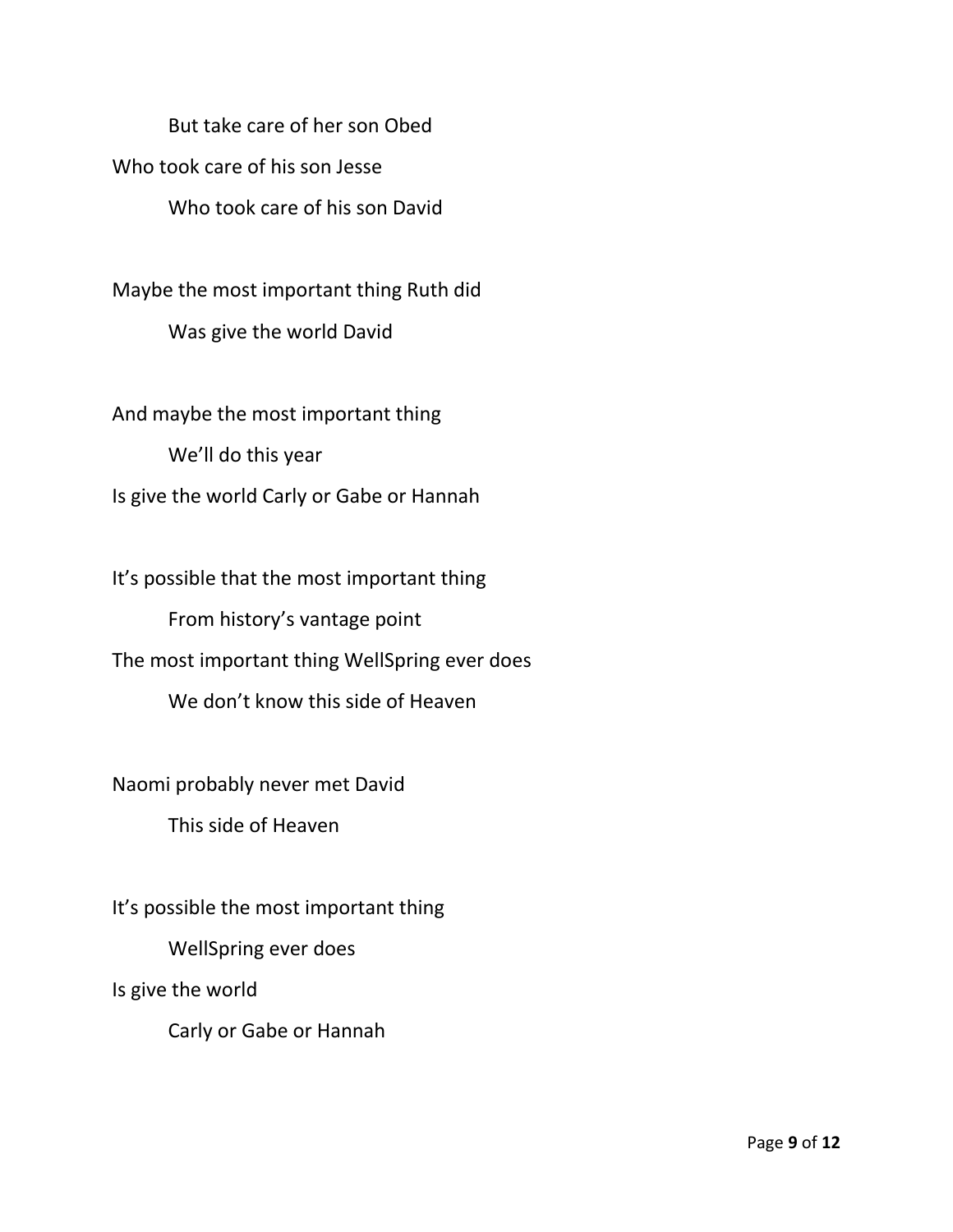But take care of her son Obed

Who took care of his son Jesse

Who took care of his son David

Maybe the most important thing Ruth did

Was give the world David

And maybe the most important thing

We'll do this year

Is give the world Carly or Gabe or Hannah

It's possible that the most important thing

From history's vantage point

The most important thing WellSpring ever does

We don't know this side of Heaven

Naomi probably never met David

This side of Heaven

It's possible the most important thing

WellSpring ever does

Is give the world

Carly or Gabe or Hannah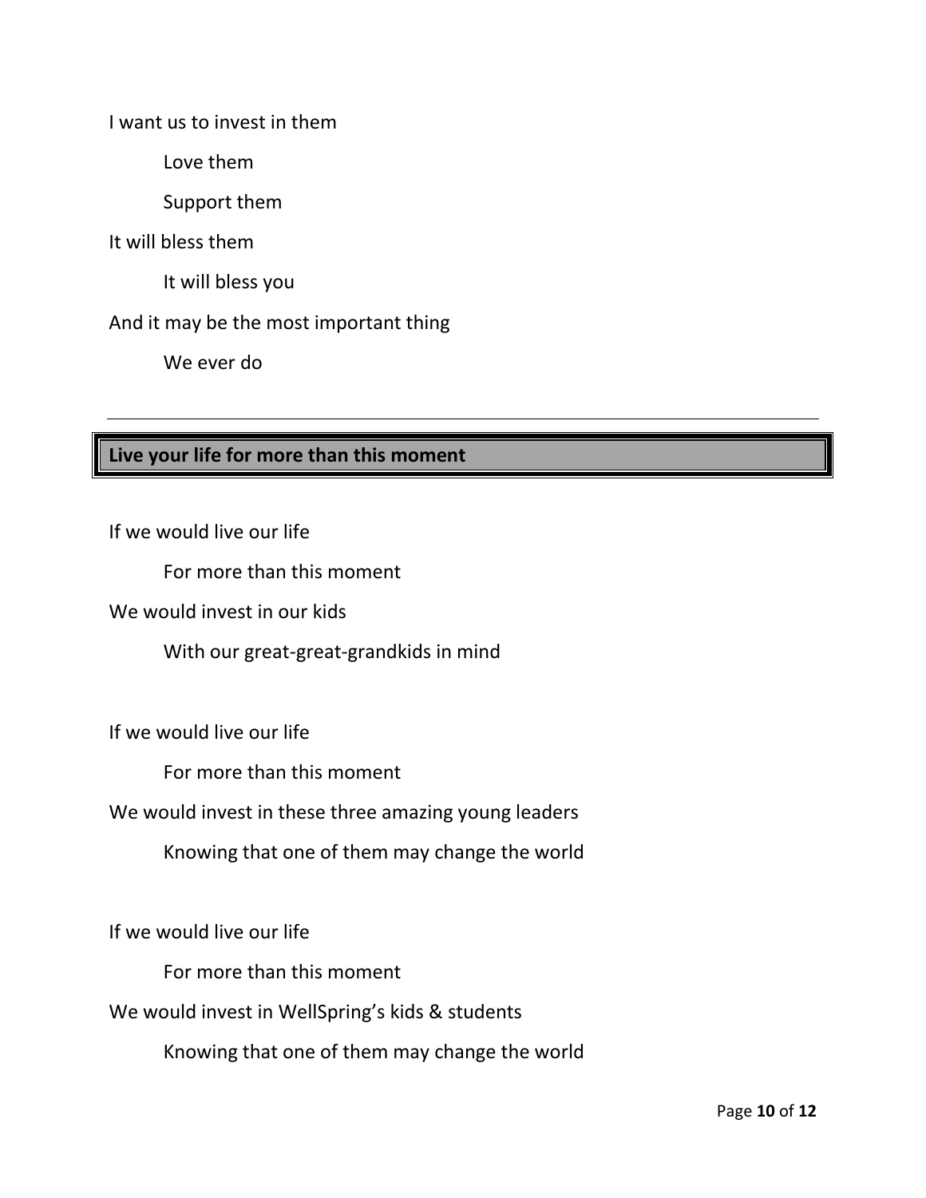I want us to invest in them

Love them

Support them

It will bless them

It will bless you

And it may be the most important thing

We ever do

---

## Live your life for more than this moment

If we would live our life

For more than this moment

We would invest in our kids

With our great-great-grandkids in mind

If we would live our life

For more than this moment

We would invest in these three amazing young leaders

Knowing that one of them may change the world

If we would live our life

For more than this moment

We would invest in WellSpring's kids & students

Knowing that one of them may change the world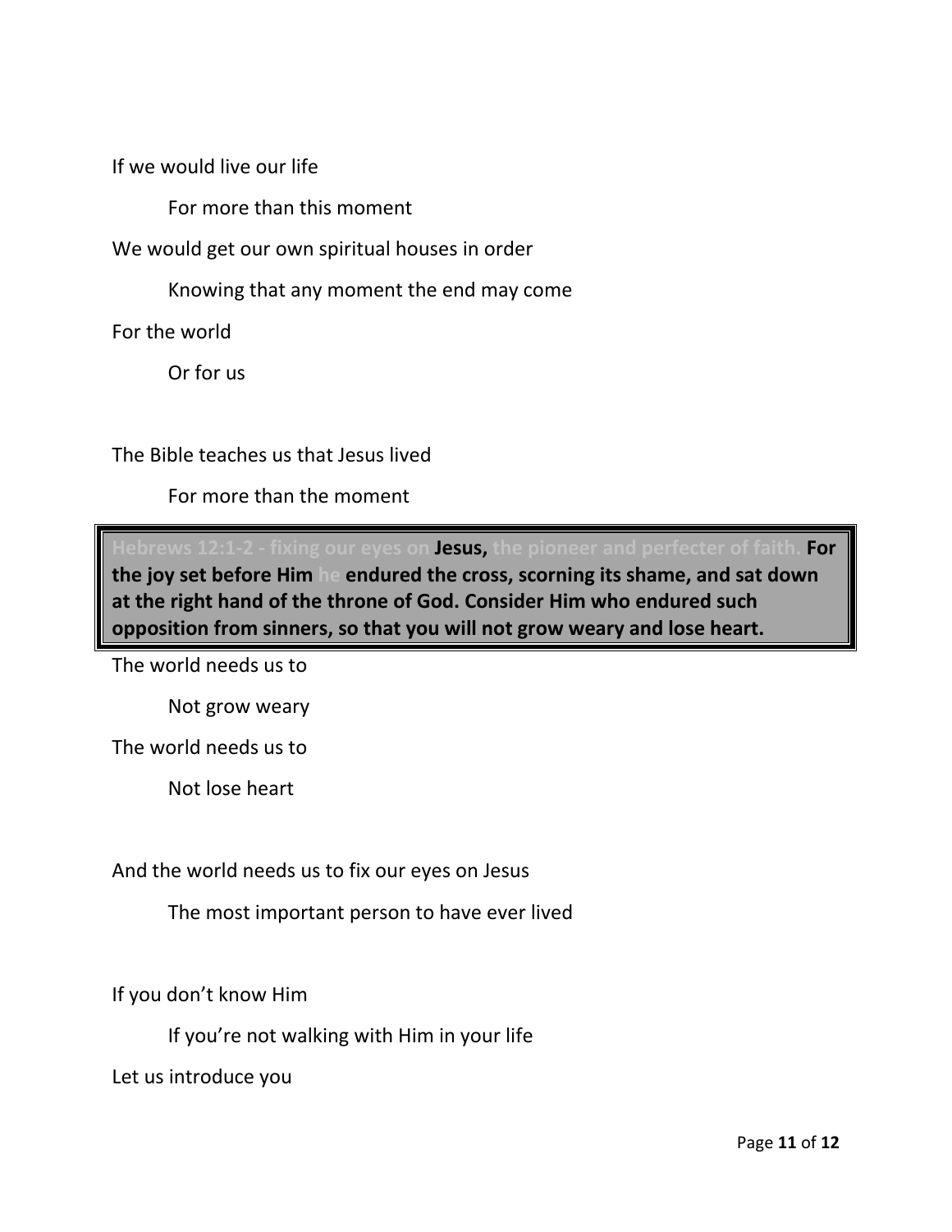If we would live our life

For more than this moment

We would get our own spiritual houses in order

Knowing that any moment the end may come

For the world

Or for us

The Bible teaches us that Jesus lived

For more than the moment

> Hebrews 12:1-2 - fixing our eyes on **Jesus,** the pioneer and perfecter of faith. **For the joy set before Him** he **endured the cross, scorning its shame, and sat down at the right hand of the throne of God. Consider Him who endured such opposition from sinners, so that you will not grow weary and lose heart.**

The world needs us to

Not grow weary

The world needs us to

Not lose heart

And the world needs us to fix our eyes on Jesus

The most important person to have ever lived

If you don't know Him

If you're not walking with Him in your life

Let us introduce you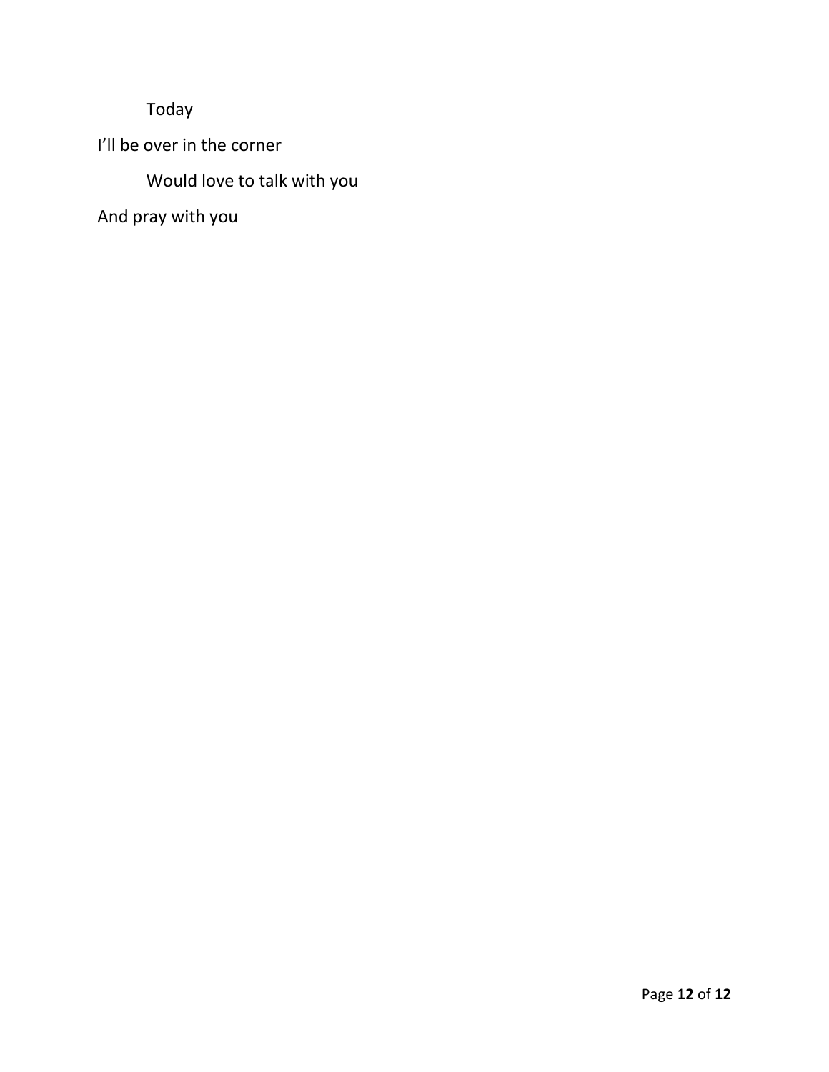Today

I’ll be over in the corner

Would love to talk with you

And pray with you